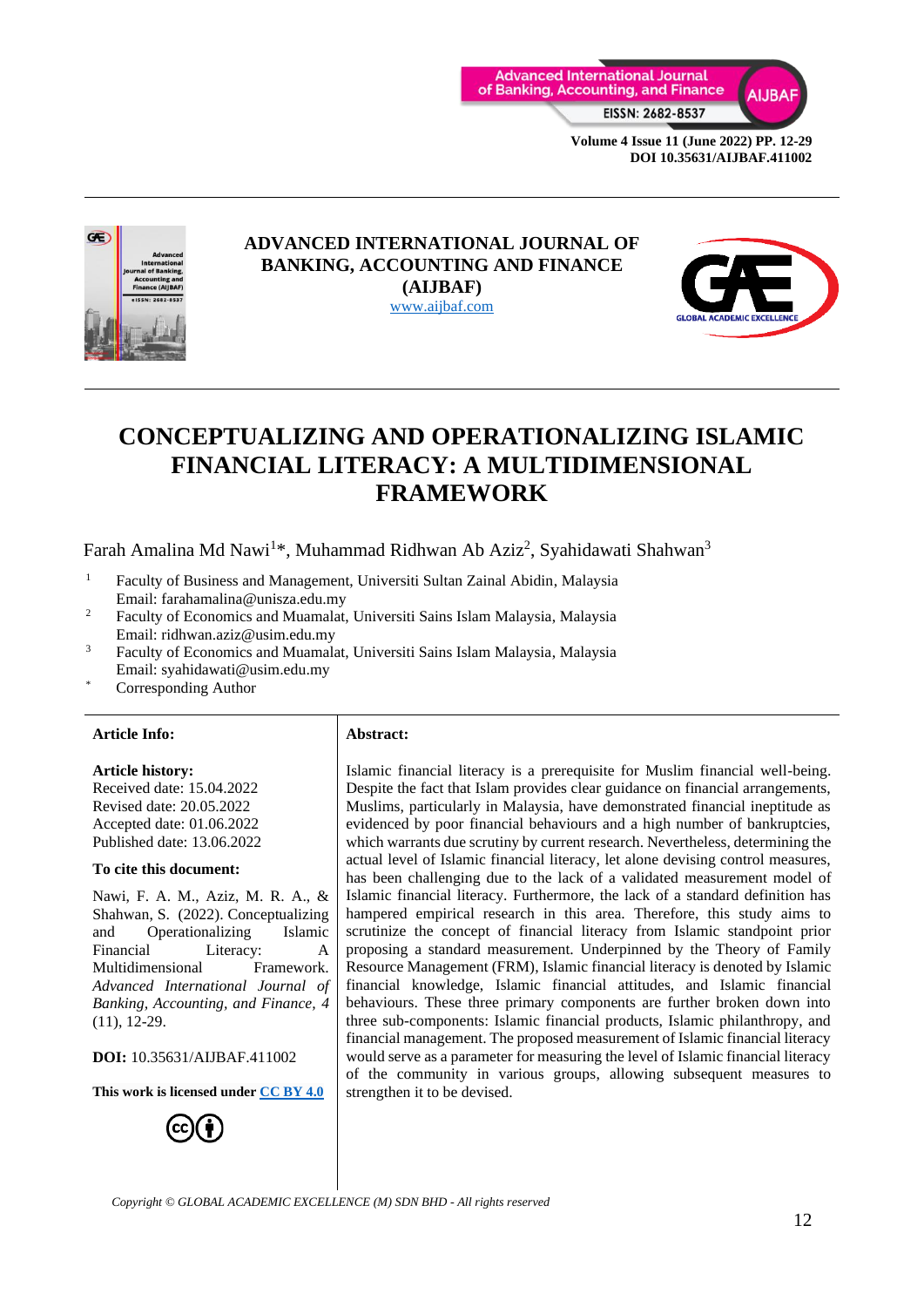# CONCEPTUALIZING AND OPERATIONALIZING ISLAMIC FINANCIAL LITERACY: A MULTIDIMENSIONAL FRAMEWORK

Farah Amalina Md Nawi[1]*, Muhammad Ridhwan Ab Aziz[2], Syahidawati Shahwan[3]

[1] Faculty of Business and Management, Universiti Sultan Zainal Abidin, Malaysia
Email: farahamalina@unisza.edu.my

[2] Faculty of Economics and Muamalat, Universiti Sains Islam Malaysia, Malaysia
Email: ridhwan.aziz@usim.edu.my

[3] Faculty of Economics and Muamalat, Universiti Sains Islam Malaysia, Malaysia
Email: syahidawati@usim.edu.my

* Corresponding Author

**Article Info:**

**Article history:**
Received date: 15.04.2022
Revised date: 20.05.2022
Accepted date: 01.06.2022
Published date: 13.06.2022

**To cite this document:**

Nawi, F. A. M., Aziz, M. R. A., & Shahwan, S. (2022). Conceptualizing and Operationalizing Islamic Financial Literacy: A Multidimensional Framework. *Advanced International Journal of Banking, Accounting, and Finance, 4* (11), 12-29.

**DOI:** 10.35631/AIJBAF.411002

**This work is licensed under CC BY 4.0**

**Abstract:**

Islamic financial literacy is a prerequisite for Muslim financial well-being. Despite the fact that Islam provides clear guidance on financial arrangements, Muslims, particularly in Malaysia, have demonstrated financial ineptitude as evidenced by poor financial behaviours and a high number of bankruptcies, which warrants due scrutiny by current research. Nevertheless, determining the actual level of Islamic financial literacy, let alone devising control measures, has been challenging due to the lack of a validated measurement model of Islamic financial literacy. Furthermore, the lack of a standard definition has hampered empirical research in this area. Therefore, this study aims to scrutinize the concept of financial literacy from Islamic standpoint prior proposing a standard measurement. Underpinned by the Theory of Family Resource Management (FRM), Islamic financial literacy is denoted by Islamic financial knowledge, Islamic financial attitudes, and Islamic financial behaviours. These three primary components are further broken down into three sub-components: Islamic financial products, Islamic philanthropy, and financial management. The proposed measurement of Islamic financial literacy would serve as a parameter for measuring the level of Islamic financial literacy of the community in various groups, allowing subsequent measures to strengthen it to be devised.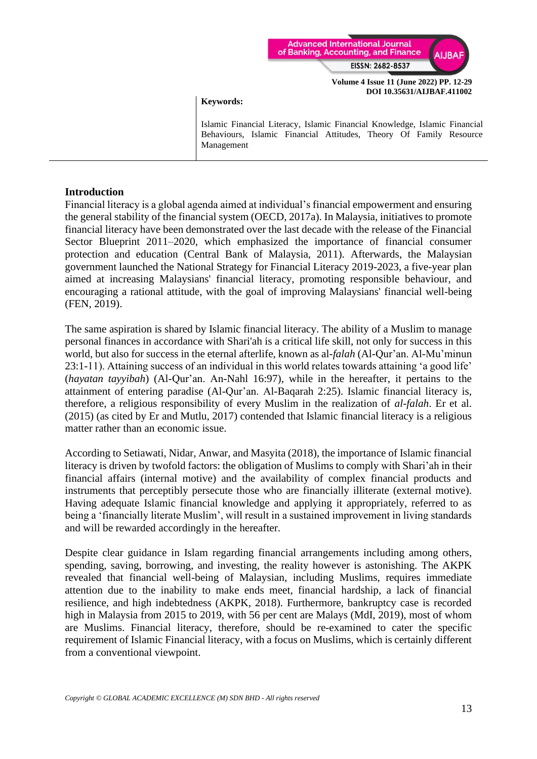**Keywords:**

Islamic Financial Literacy, Islamic Financial Knowledge, Islamic Financial Behaviours, Islamic Financial Attitudes, Theory Of Family Resource Management

---

## Introduction

Financial literacy is a global agenda aimed at individual's financial empowerment and ensuring the general stability of the financial system (OECD, 2017a). In Malaysia, initiatives to promote financial literacy have been demonstrated over the last decade with the release of the Financial Sector Blueprint 2011–2020, which emphasized the importance of financial consumer protection and education (Central Bank of Malaysia, 2011). Afterwards, the Malaysian government launched the National Strategy for Financial Literacy 2019-2023, a five-year plan aimed at increasing Malaysians' financial literacy, promoting responsible behaviour, and encouraging a rational attitude, with the goal of improving Malaysians' financial well-being (FEN, 2019).

The same aspiration is shared by Islamic financial literacy. The ability of a Muslim to manage personal finances in accordance with Shari'ah is a critical life skill, not only for success in this world, but also for success in the eternal afterlife, known as al-*falah* (Al-Qur'an. Al-Mu'minun 23:1-11). Attaining success of an individual in this world relates towards attaining 'a good life' (*hayatan tayyibah*) (Al-Qur'an. An-Nahl 16:97), while in the hereafter, it pertains to the attainment of entering paradise (Al-Qur'an. Al-Baqarah 2:25). Islamic financial literacy is, therefore, a religious responsibility of every Muslim in the realization of *al-falah*. Er et al. (2015) (as cited by Er and Mutlu, 2017) contended that Islamic financial literacy is a religious matter rather than an economic issue.

According to Setiawati, Nidar, Anwar, and Masyita (2018), the importance of Islamic financial literacy is driven by twofold factors: the obligation of Muslims to comply with Shari'ah in their financial affairs (internal motive) and the availability of complex financial products and instruments that perceptibly persecute those who are financially illiterate (external motive). Having adequate Islamic financial knowledge and applying it appropriately, referred to as being a 'financially literate Muslim', will result in a sustained improvement in living standards and will be rewarded accordingly in the hereafter.

Despite clear guidance in Islam regarding financial arrangements including among others, spending, saving, borrowing, and investing, the reality however is astonishing. The AKPK revealed that financial well-being of Malaysian, including Muslims, requires immediate attention due to the inability to make ends meet, financial hardship, a lack of financial resilience, and high indebtedness (AKPK, 2018). Furthermore, bankruptcy case is recorded high in Malaysia from 2015 to 2019, with 56 per cent are Malays (MdI, 2019), most of whom are Muslims. Financial literacy, therefore, should be re-examined to cater the specific requirement of Islamic Financial literacy, with a focus on Muslims, which is certainly different from a conventional viewpoint.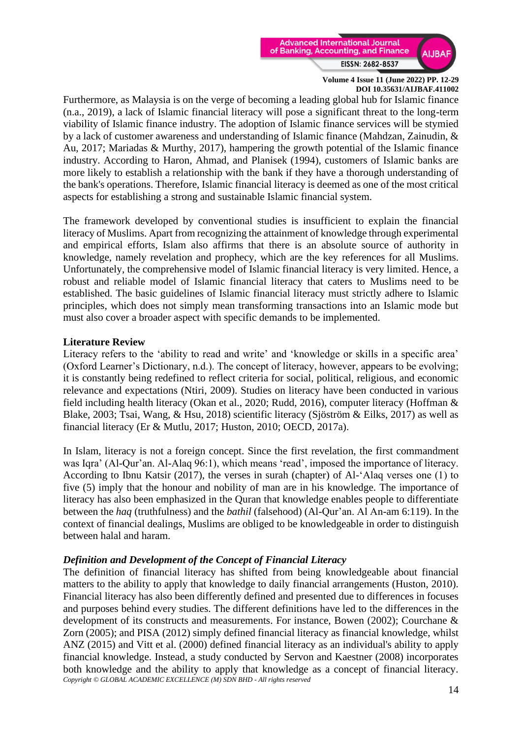Furthermore, as Malaysia is on the verge of becoming a leading global hub for Islamic finance (n.a., 2019), a lack of Islamic financial literacy will pose a significant threat to the long-term viability of Islamic finance industry. The adoption of Islamic finance services will be stymied by a lack of customer awareness and understanding of Islamic finance (Mahdzan, Zainudin, & Au, 2017; Mariadas & Murthy, 2017), hampering the growth potential of the Islamic finance industry. According to Haron, Ahmad, and Planisek (1994), customers of Islamic banks are more likely to establish a relationship with the bank if they have a thorough understanding of the bank's operations. Therefore, Islamic financial literacy is deemed as one of the most critical aspects for establishing a strong and sustainable Islamic financial system.

The framework developed by conventional studies is insufficient to explain the financial literacy of Muslims. Apart from recognizing the attainment of knowledge through experimental and empirical efforts, Islam also affirms that there is an absolute source of authority in knowledge, namely revelation and prophecy, which are the key references for all Muslims. Unfortunately, the comprehensive model of Islamic financial literacy is very limited. Hence, a robust and reliable model of Islamic financial literacy that caters to Muslims need to be established. The basic guidelines of Islamic financial literacy must strictly adhere to Islamic principles, which does not simply mean transforming transactions into an Islamic mode but must also cover a broader aspect with specific demands to be implemented.

## Literature Review

Literacy refers to the 'ability to read and write' and 'knowledge or skills in a specific area' (Oxford Learner's Dictionary, n.d.). The concept of literacy, however, appears to be evolving; it is constantly being redefined to reflect criteria for social, political, religious, and economic relevance and expectations (Ntiri, 2009). Studies on literacy have been conducted in various field including health literacy (Okan et al., 2020; Rudd, 2016), computer literacy (Hoffman & Blake, 2003; Tsai, Wang, & Hsu, 2018) scientific literacy (Sjöström & Eilks, 2017) as well as financial literacy (Er & Mutlu, 2017; Huston, 2010; OECD, 2017a).

In Islam, literacy is not a foreign concept. Since the first revelation, the first commandment was Iqra' (Al-Qur'an. Al-Alaq 96:1), which means 'read', imposed the importance of literacy. According to Ibnu Katsir (2017), the verses in surah (chapter) of Al-'Alaq verses one (1) to five (5) imply that the honour and nobility of man are in his knowledge. The importance of literacy has also been emphasized in the Quran that knowledge enables people to differentiate between the *haq* (truthfulness) and the *bathil* (falsehood) (Al-Qur'an. Al An-am 6:119). In the context of financial dealings, Muslims are obliged to be knowledgeable in order to distinguish between halal and haram.

### *Definition and Development of the Concept of Financial Literacy*

The definition of financial literacy has shifted from being knowledgeable about financial matters to the ability to apply that knowledge to daily financial arrangements (Huston, 2010). Financial literacy has also been differently defined and presented due to differences in focuses and purposes behind every studies. The different definitions have led to the differences in the development of its constructs and measurements. For instance, Bowen (2002); Courchane & Zorn (2005); and PISA (2012) simply defined financial literacy as financial knowledge, whilst ANZ (2015) and Vitt et al. (2000) defined financial literacy as an individual's ability to apply financial knowledge. Instead, a study conducted by Servon and Kaestner (2008) incorporates both knowledge and the ability to apply that knowledge as a concept of financial literacy.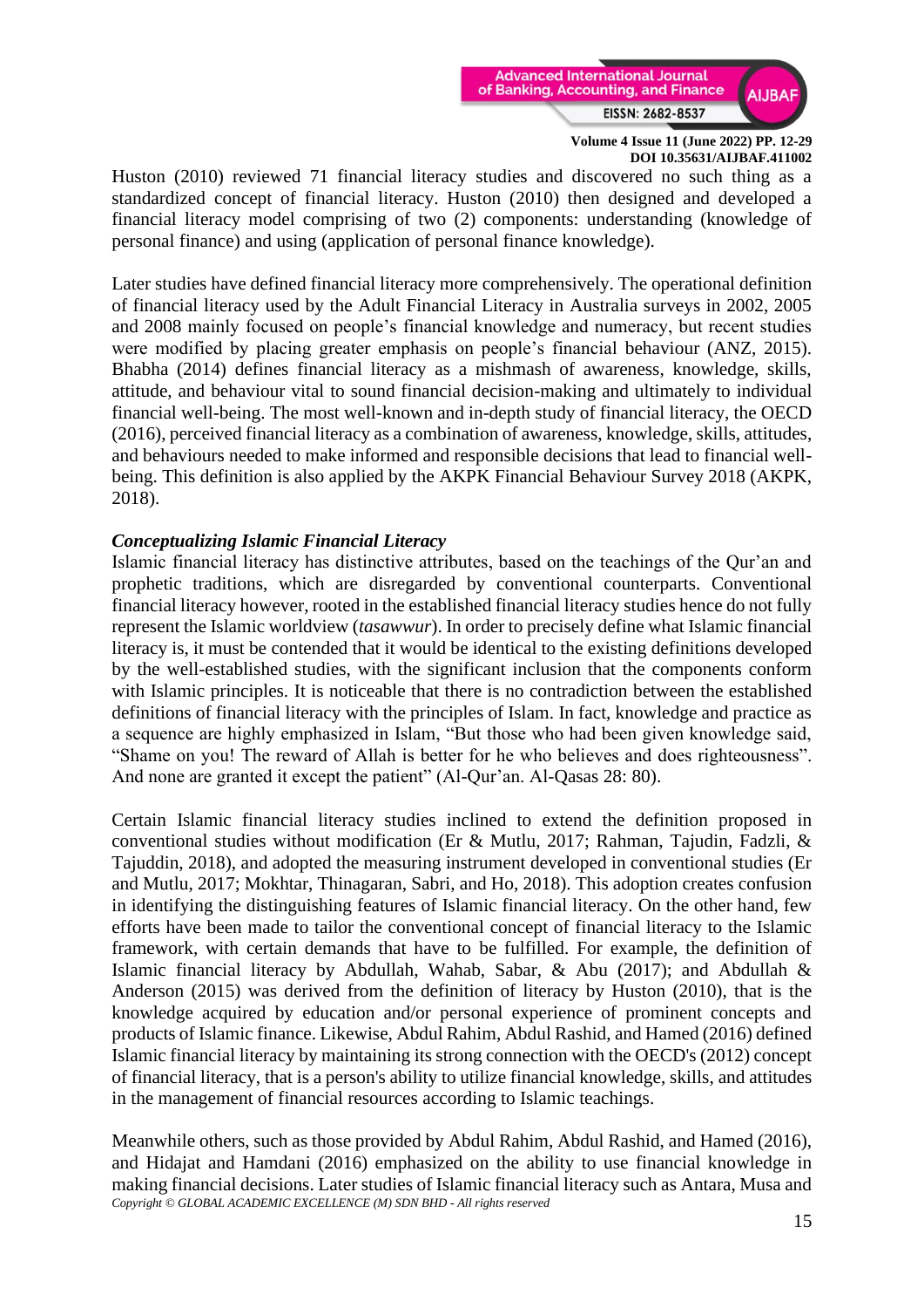Huston (2010) reviewed 71 financial literacy studies and discovered no such thing as a standardized concept of financial literacy. Huston (2010) then designed and developed a financial literacy model comprising of two (2) components: understanding (knowledge of personal finance) and using (application of personal finance knowledge).

Later studies have defined financial literacy more comprehensively. The operational definition of financial literacy used by the Adult Financial Literacy in Australia surveys in 2002, 2005 and 2008 mainly focused on people's financial knowledge and numeracy, but recent studies were modified by placing greater emphasis on people's financial behaviour (ANZ, 2015). Bhabha (2014) defines financial literacy as a mishmash of awareness, knowledge, skills, attitude, and behaviour vital to sound financial decision-making and ultimately to individual financial well-being. The most well-known and in-depth study of financial literacy, the OECD (2016), perceived financial literacy as a combination of awareness, knowledge, skills, attitudes, and behaviours needed to make informed and responsible decisions that lead to financial well-being. This definition is also applied by the AKPK Financial Behaviour Survey 2018 (AKPK, 2018).

### *Conceptualizing Islamic Financial Literacy*

Islamic financial literacy has distinctive attributes, based on the teachings of the Qur'an and prophetic traditions, which are disregarded by conventional counterparts. Conventional financial literacy however, rooted in the established financial literacy studies hence do not fully represent the Islamic worldview (*tasawwur*). In order to precisely define what Islamic financial literacy is, it must be contended that it would be identical to the existing definitions developed by the well-established studies, with the significant inclusion that the components conform with Islamic principles. It is noticeable that there is no contradiction between the established definitions of financial literacy with the principles of Islam. In fact, knowledge and practice as a sequence are highly emphasized in Islam, "But those who had been given knowledge said, "Shame on you! The reward of Allah is better for he who believes and does righteousness". And none are granted it except the patient" (Al-Qur'an. Al-Qasas 28: 80).

Certain Islamic financial literacy studies inclined to extend the definition proposed in conventional studies without modification (Er & Mutlu, 2017; Rahman, Tajudin, Fadzli, & Tajuddin, 2018), and adopted the measuring instrument developed in conventional studies (Er and Mutlu, 2017; Mokhtar, Thinagaran, Sabri, and Ho, 2018). This adoption creates confusion in identifying the distinguishing features of Islamic financial literacy. On the other hand, few efforts have been made to tailor the conventional concept of financial literacy to the Islamic framework, with certain demands that have to be fulfilled. For example, the definition of Islamic financial literacy by Abdullah, Wahab, Sabar, & Abu (2017); and Abdullah & Anderson (2015) was derived from the definition of literacy by Huston (2010), that is the knowledge acquired by education and/or personal experience of prominent concepts and products of Islamic finance. Likewise, Abdul Rahim, Abdul Rashid, and Hamed (2016) defined Islamic financial literacy by maintaining its strong connection with the OECD's (2012) concept of financial literacy, that is a person's ability to utilize financial knowledge, skills, and attitudes in the management of financial resources according to Islamic teachings.

Meanwhile others, such as those provided by Abdul Rahim, Abdul Rashid, and Hamed (2016), and Hidajat and Hamdani (2016) emphasized on the ability to use financial knowledge in making financial decisions. Later studies of Islamic financial literacy such as Antara, Musa and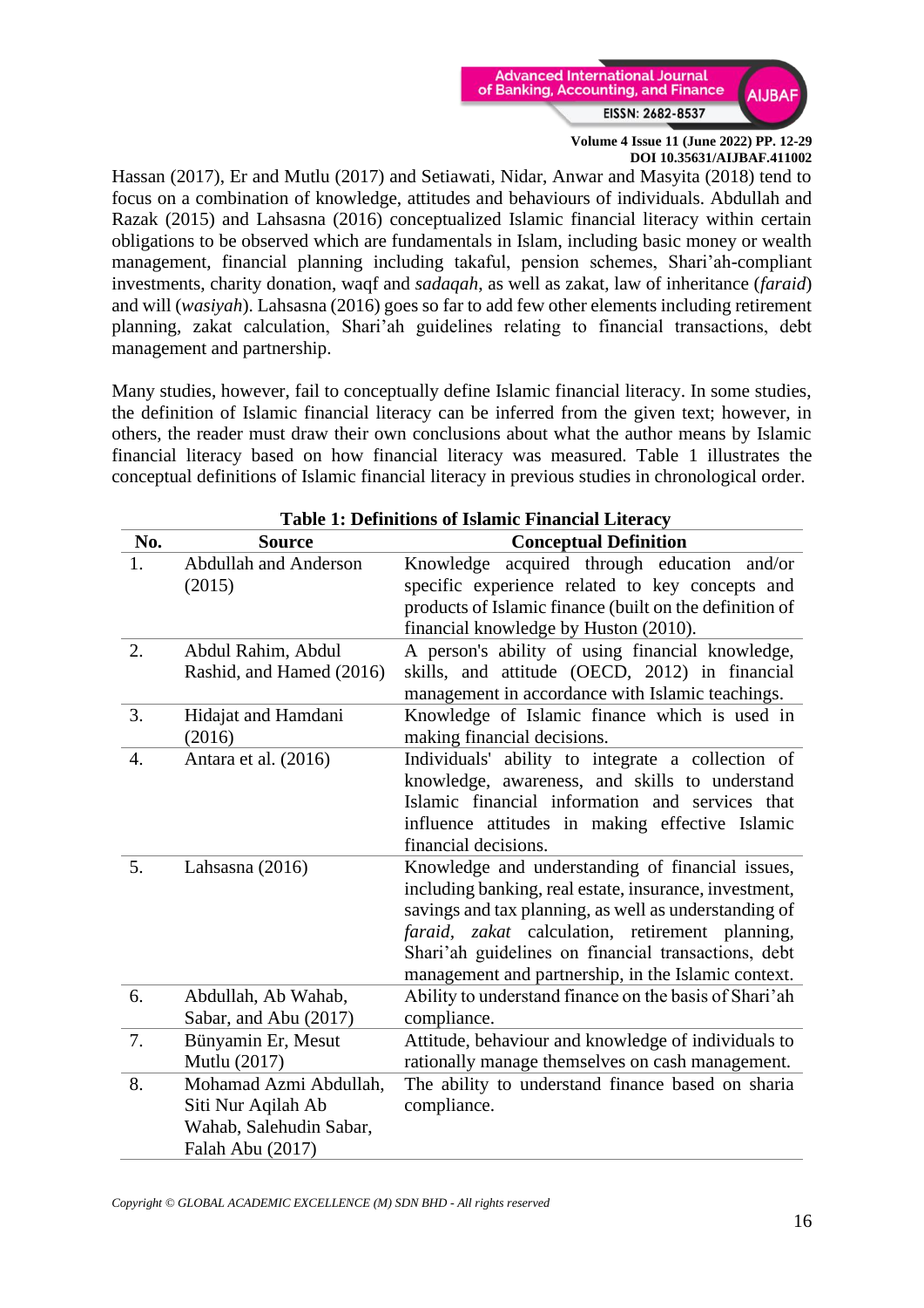Hassan (2017), Er and Mutlu (2017) and Setiawati, Nidar, Anwar and Masyita (2018) tend to focus on a combination of knowledge, attitudes and behaviours of individuals. Abdullah and Razak (2015) and Lahsasna (2016) conceptualized Islamic financial literacy within certain obligations to be observed which are fundamentals in Islam, including basic money or wealth management, financial planning including takaful, pension schemes, Shari'ah-compliant investments, charity donation, waqf and *sadaqah*, as well as zakat, law of inheritance (*faraid*) and will (*wasiyah*). Lahsasna (2016) goes so far to add few other elements including retirement planning, zakat calculation, Shari'ah guidelines relating to financial transactions, debt management and partnership.

Many studies, however, fail to conceptually define Islamic financial literacy. In some studies, the definition of Islamic financial literacy can be inferred from the given text; however, in others, the reader must draw their own conclusions about what the author means by Islamic financial literacy based on how financial literacy was measured. Table 1 illustrates the conceptual definitions of Islamic financial literacy in previous studies in chronological order.

**Table 1: Definitions of Islamic Financial Literacy**

| No. | Source | Conceptual Definition |
|---|---|---|
| 1. | Abdullah and Anderson (2015) | Knowledge acquired through education and/or specific experience related to key concepts and products of Islamic finance (built on the definition of financial knowledge by Huston (2010). |
| 2. | Abdul Rahim, Abdul Rashid, and Hamed (2016) | A person's ability of using financial knowledge, skills, and attitude (OECD, 2012) in financial management in accordance with Islamic teachings. |
| 3. | Hidajat and Hamdani (2016) | Knowledge of Islamic finance which is used in making financial decisions. |
| 4. | Antara et al. (2016) | Individuals' ability to integrate a collection of knowledge, awareness, and skills to understand Islamic financial information and services that influence attitudes in making effective Islamic financial decisions. |
| 5. | Lahsasna (2016) | Knowledge and understanding of financial issues, including banking, real estate, insurance, investment, savings and tax planning, as well as understanding of *faraid*, *zakat* calculation, retirement planning, Shari'ah guidelines on financial transactions, debt management and partnership, in the Islamic context. |
| 6. | Abdullah, Ab Wahab, Sabar, and Abu (2017) | Ability to understand finance on the basis of Shari'ah compliance. |
| 7. | Bünyamin Er, Mesut Mutlu (2017) | Attitude, behaviour and knowledge of individuals to rationally manage themselves on cash management. |
| 8. | Mohamad Azmi Abdullah, Siti Nur Aqilah Ab Wahab, Salehudin Sabar, Falah Abu (2017) | The ability to understand finance based on sharia compliance. |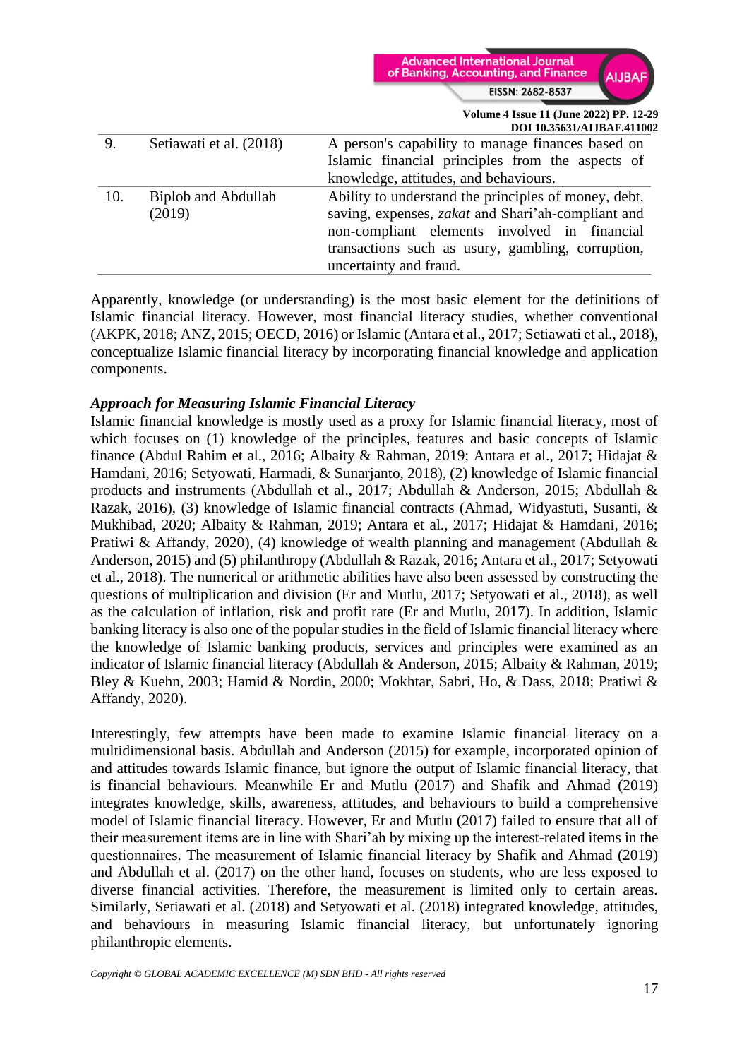| 9. | Setiawati et al. (2018) | A person's capability to manage finances based on Islamic financial principles from the aspects of knowledge, attitudes, and behaviours. |
|---|---|---|
| 10. | Biplob and Abdullah (2019) | Ability to understand the principles of money, debt, saving, expenses, *zakat* and Shari'ah-compliant and non-compliant elements involved in financial transactions such as usury, gambling, corruption, uncertainty and fraud. |

Apparently, knowledge (or understanding) is the most basic element for the definitions of Islamic financial literacy. However, most financial literacy studies, whether conventional (AKPK, 2018; ANZ, 2015; OECD, 2016) or Islamic (Antara et al., 2017; Setiawati et al., 2018), conceptualize Islamic financial literacy by incorporating financial knowledge and application components.

***Approach for Measuring Islamic Financial Literacy***

Islamic financial knowledge is mostly used as a proxy for Islamic financial literacy, most of which focuses on (1) knowledge of the principles, features and basic concepts of Islamic finance (Abdul Rahim et al., 2016; Albaity & Rahman, 2019; Antara et al., 2017; Hidajat & Hamdani, 2016; Setyowati, Harmadi, & Sunarjanto, 2018), (2) knowledge of Islamic financial products and instruments (Abdullah et al., 2017; Abdullah & Anderson, 2015; Abdullah & Razak, 2016), (3) knowledge of Islamic financial contracts (Ahmad, Widyastuti, Susanti, & Mukhibad, 2020; Albaity & Rahman, 2019; Antara et al., 2017; Hidajat & Hamdani, 2016; Pratiwi & Affandy, 2020), (4) knowledge of wealth planning and management (Abdullah & Anderson, 2015) and (5) philanthropy (Abdullah & Razak, 2016; Antara et al., 2017; Setyowati et al., 2018). The numerical or arithmetic abilities have also been assessed by constructing the questions of multiplication and division (Er and Mutlu, 2017; Setyowati et al., 2018), as well as the calculation of inflation, risk and profit rate (Er and Mutlu, 2017). In addition, Islamic banking literacy is also one of the popular studies in the field of Islamic financial literacy where the knowledge of Islamic banking products, services and principles were examined as an indicator of Islamic financial literacy (Abdullah & Anderson, 2015; Albaity & Rahman, 2019; Bley & Kuehn, 2003; Hamid & Nordin, 2000; Mokhtar, Sabri, Ho, & Dass, 2018; Pratiwi & Affandy, 2020).

Interestingly, few attempts have been made to examine Islamic financial literacy on a multidimensional basis. Abdullah and Anderson (2015) for example, incorporated opinion of and attitudes towards Islamic finance, but ignore the output of Islamic financial literacy, that is financial behaviours. Meanwhile Er and Mutlu (2017) and Shafik and Ahmad (2019) integrates knowledge, skills, awareness, attitudes, and behaviours to build a comprehensive model of Islamic financial literacy. However, Er and Mutlu (2017) failed to ensure that all of their measurement items are in line with Shari'ah by mixing up the interest-related items in the questionnaires. The measurement of Islamic financial literacy by Shafik and Ahmad (2019) and Abdullah et al. (2017) on the other hand, focuses on students, who are less exposed to diverse financial activities. Therefore, the measurement is limited only to certain areas. Similarly, Setiawati et al. (2018) and Setyowati et al. (2018) integrated knowledge, attitudes, and behaviours in measuring Islamic financial literacy, but unfortunately ignoring philanthropic elements.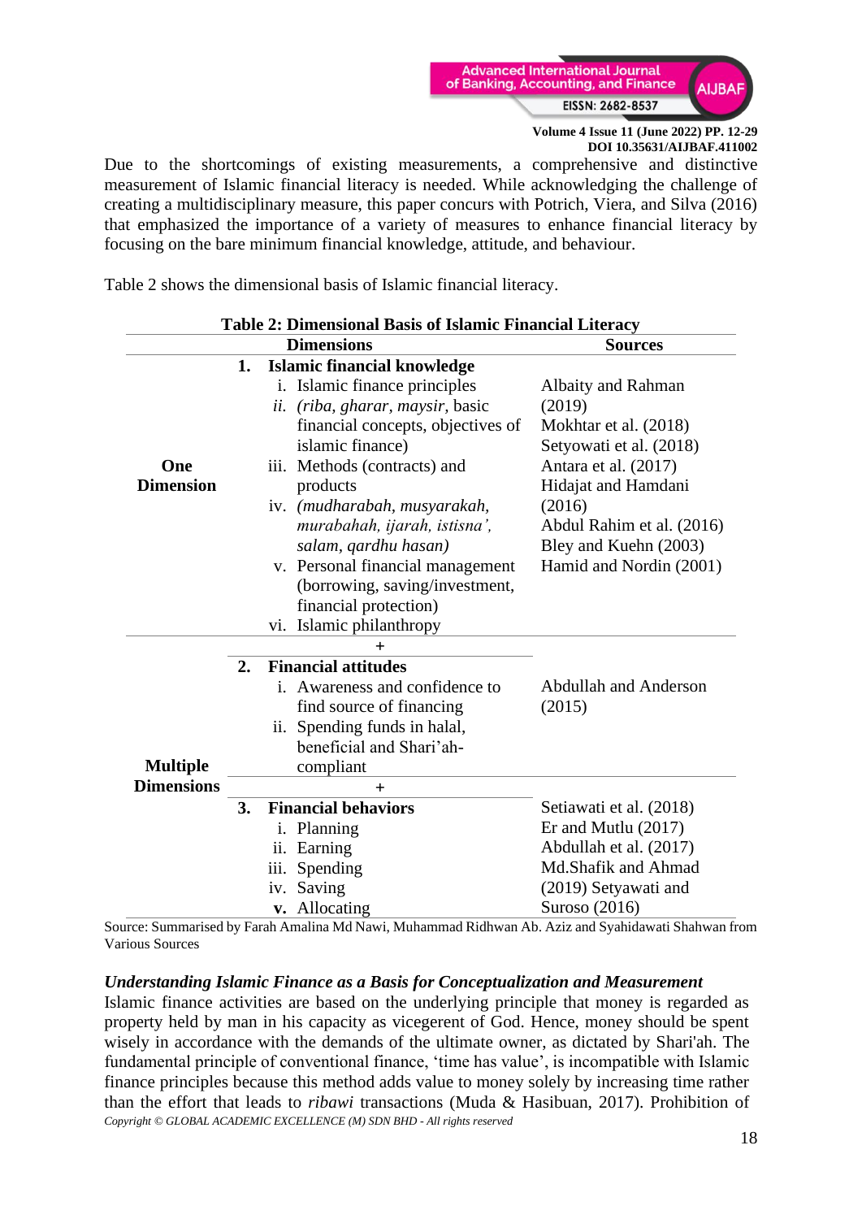Due to the shortcomings of existing measurements, a comprehensive and distinctive measurement of Islamic financial literacy is needed. While acknowledging the challenge of creating a multidisciplinary measure, this paper concurs with Potrich, Viera, and Silva (2016) that emphasized the importance of a variety of measures to enhance financial literacy by focusing on the bare minimum financial knowledge, attitude, and behaviour.

Table 2 shows the dimensional basis of Islamic financial literacy.

**Table 2: Dimensional Basis of Islamic Financial Literacy**

| | Dimensions | Sources |
|---|---|---|
| **One Dimension** | **1. Islamic financial knowledge**<br>i. Islamic finance principles<br>*ii. (riba, gharar, maysir,* basic financial concepts, objectives of islamic finance)<br>iii. Methods (contracts) and products<br>iv. *(mudharabah, musyarakah, murabahah, ijarah, istisna', salam, qardhu hasan)*<br>v. Personal financial management (borrowing, saving/investment, financial protection)<br>vi. Islamic philanthropy | Albaity and Rahman (2019)<br>Mokhtar et al. (2018)<br>Setyowati et al. (2018)<br>Antara et al. (2017)<br>Hidajat and Hamdani (2016)<br>Abdul Rahim et al. (2016)<br>Bley and Kuehn (2003)<br>Hamid and Nordin (2001) |
| | + | |
| **Multiple Dimensions** | **2. Financial attitudes**<br>i. Awareness and confidence to find source of financing<br>ii. Spending funds in halal, beneficial and Shari'ah-compliant | Abdullah and Anderson (2015) |
| | + | |
| | **3. Financial behaviors**<br>i. Planning<br>ii. Earning<br>iii. Spending<br>iv. Saving<br>**v.** Allocating | Setiawati et al. (2018)<br>Er and Mutlu (2017)<br>Abdullah et al. (2017)<br>Md.Shafik and Ahmad (2019) Setyawati and Suroso (2016) |

Source: Summarised by Farah Amalina Md Nawi, Muhammad Ridhwan Ab. Aziz and Syahidawati Shahwan from Various Sources

### *Understanding Islamic Finance as a Basis for Conceptualization and Measurement*

Islamic finance activities are based on the underlying principle that money is regarded as property held by man in his capacity as vicegerent of God. Hence, money should be spent wisely in accordance with the demands of the ultimate owner, as dictated by Shari'ah. The fundamental principle of conventional finance, 'time has value', is incompatible with Islamic finance principles because this method adds value to money solely by increasing time rather than the effort that leads to *ribawi* transactions (Muda & Hasibuan, 2017). Prohibition of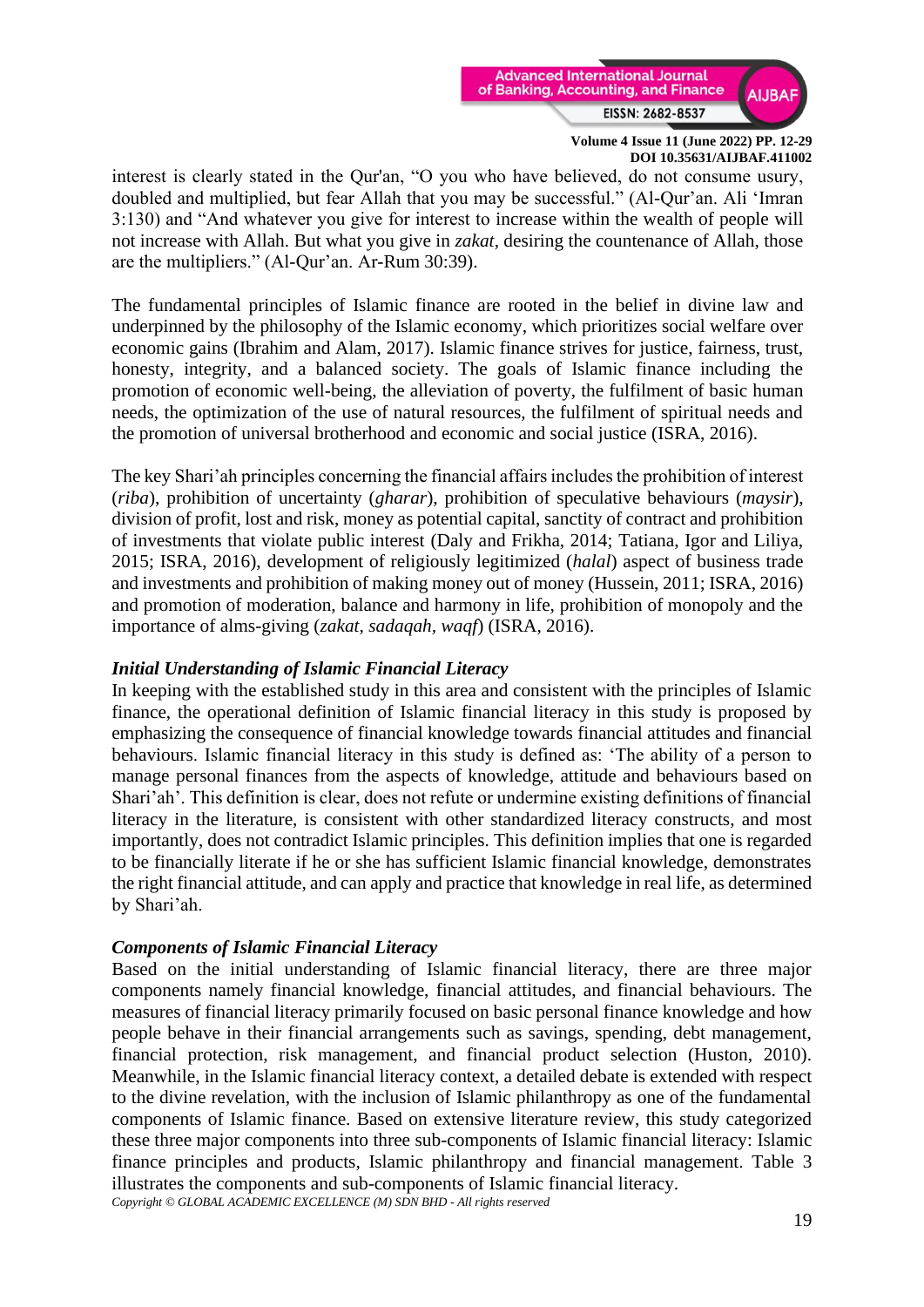interest is clearly stated in the Qur'an, "O you who have believed, do not consume usury, doubled and multiplied, but fear Allah that you may be successful." (Al-Qur'an. Ali 'Imran 3:130) and "And whatever you give for interest to increase within the wealth of people will not increase with Allah. But what you give in *zakat*, desiring the countenance of Allah, those are the multipliers." (Al-Qur'an. Ar-Rum 30:39).

The fundamental principles of Islamic finance are rooted in the belief in divine law and underpinned by the philosophy of the Islamic economy, which prioritizes social welfare over economic gains (Ibrahim and Alam, 2017). Islamic finance strives for justice, fairness, trust, honesty, integrity, and a balanced society. The goals of Islamic finance including the promotion of economic well-being, the alleviation of poverty, the fulfilment of basic human needs, the optimization of the use of natural resources, the fulfilment of spiritual needs and the promotion of universal brotherhood and economic and social justice (ISRA, 2016).

The key Shari'ah principles concerning the financial affairs includes the prohibition of interest (*riba*), prohibition of uncertainty (*gharar*), prohibition of speculative behaviours (*maysir*), division of profit, lost and risk, money as potential capital, sanctity of contract and prohibition of investments that violate public interest (Daly and Frikha, 2014; Tatiana, Igor and Liliya, 2015; ISRA, 2016), development of religiously legitimized (*halal*) aspect of business trade and investments and prohibition of making money out of money (Hussein, 2011; ISRA, 2016) and promotion of moderation, balance and harmony in life, prohibition of monopoly and the importance of alms-giving (*zakat, sadaqah, waqf*) (ISRA, 2016).

### *Initial Understanding of Islamic Financial Literacy*

In keeping with the established study in this area and consistent with the principles of Islamic finance, the operational definition of Islamic financial literacy in this study is proposed by emphasizing the consequence of financial knowledge towards financial attitudes and financial behaviours. Islamic financial literacy in this study is defined as: 'The ability of a person to manage personal finances from the aspects of knowledge, attitude and behaviours based on Shari'ah'. This definition is clear, does not refute or undermine existing definitions of financial literacy in the literature, is consistent with other standardized literacy constructs, and most importantly, does not contradict Islamic principles. This definition implies that one is regarded to be financially literate if he or she has sufficient Islamic financial knowledge, demonstrates the right financial attitude, and can apply and practice that knowledge in real life, as determined by Shari'ah.

### *Components of Islamic Financial Literacy*

Based on the initial understanding of Islamic financial literacy, there are three major components namely financial knowledge, financial attitudes, and financial behaviours. The measures of financial literacy primarily focused on basic personal finance knowledge and how people behave in their financial arrangements such as savings, spending, debt management, financial protection, risk management, and financial product selection (Huston, 2010). Meanwhile, in the Islamic financial literacy context, a detailed debate is extended with respect to the divine revelation, with the inclusion of Islamic philanthropy as one of the fundamental components of Islamic finance. Based on extensive literature review, this study categorized these three major components into three sub-components of Islamic financial literacy: Islamic finance principles and products, Islamic philanthropy and financial management. Table 3 illustrates the components and sub-components of Islamic financial literacy.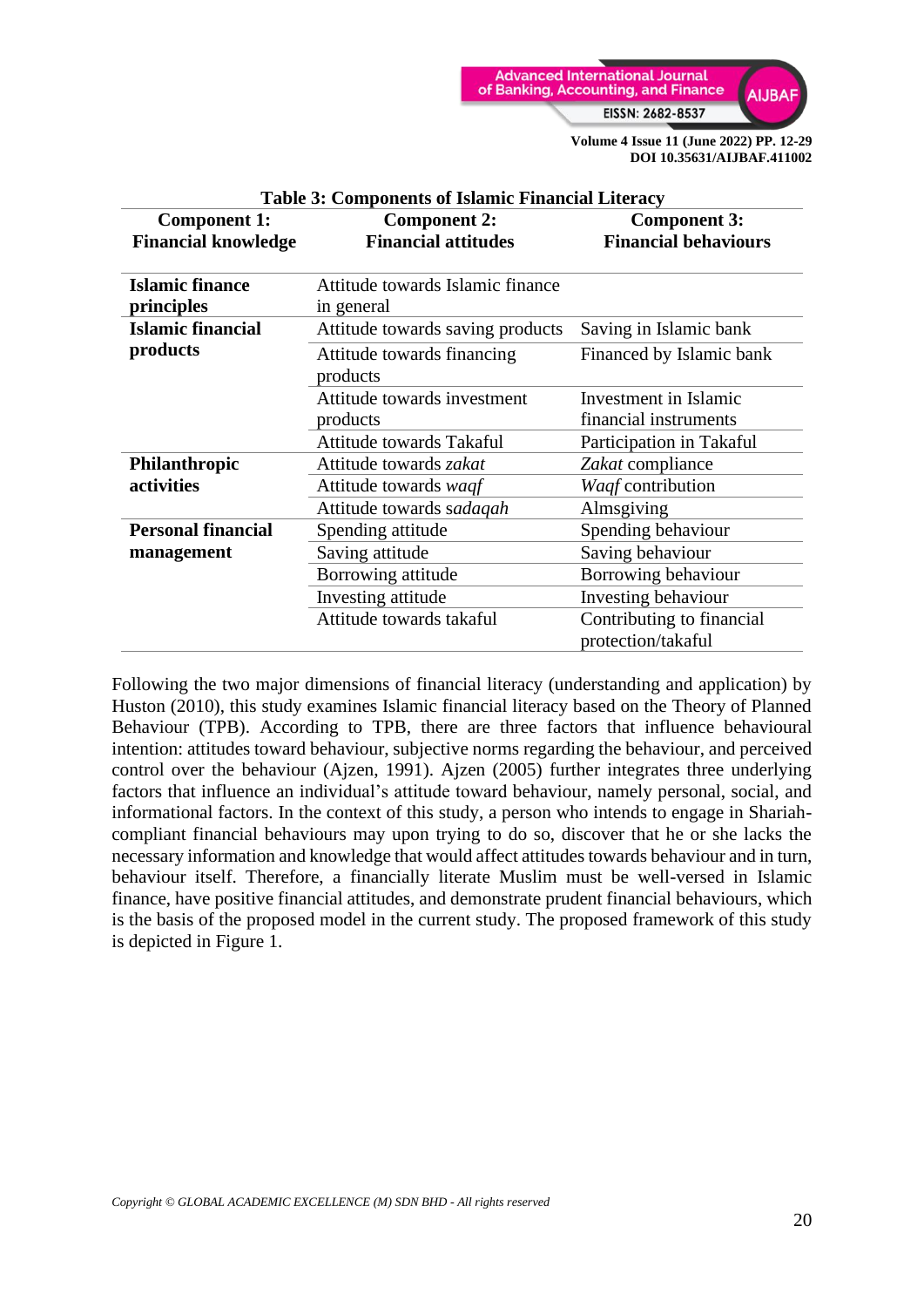**Table 3: Components of Islamic Financial Literacy**

| Component 1: Financial knowledge | Component 2: Financial attitudes | Component 3: Financial behaviours |
|---|---|---|
| **Islamic finance principles** | Attitude towards Islamic finance in general | |
| **Islamic financial products** | Attitude towards saving products | Saving in Islamic bank |
| | Attitude towards financing products | Financed by Islamic bank |
| | Attitude towards investment products | Investment in Islamic financial instruments |
| | Attitude towards Takaful | Participation in Takaful |
| **Philanthropic activities** | Attitude towards *zakat* | *Zakat* compliance |
| | Attitude towards *waqf* | *Waqf* contribution |
| | Attitude towards s*adaqah* | Almsgiving |
| **Personal financial management** | Spending attitude | Spending behaviour |
| | Saving attitude | Saving behaviour |
| | Borrowing attitude | Borrowing behaviour |
| | Investing attitude | Investing behaviour |
| | Attitude towards takaful | Contributing to financial protection/takaful |

Following the two major dimensions of financial literacy (understanding and application) by Huston (2010), this study examines Islamic financial literacy based on the Theory of Planned Behaviour (TPB). According to TPB, there are three factors that influence behavioural intention: attitudes toward behaviour, subjective norms regarding the behaviour, and perceived control over the behaviour (Ajzen, 1991). Ajzen (2005) further integrates three underlying factors that influence an individual's attitude toward behaviour, namely personal, social, and informational factors. In the context of this study, a person who intends to engage in Shariah-compliant financial behaviours may upon trying to do so, discover that he or she lacks the necessary information and knowledge that would affect attitudes towards behaviour and in turn, behaviour itself. Therefore, a financially literate Muslim must be well-versed in Islamic finance, have positive financial attitudes, and demonstrate prudent financial behaviours, which is the basis of the proposed model in the current study. The proposed framework of this study is depicted in Figure 1.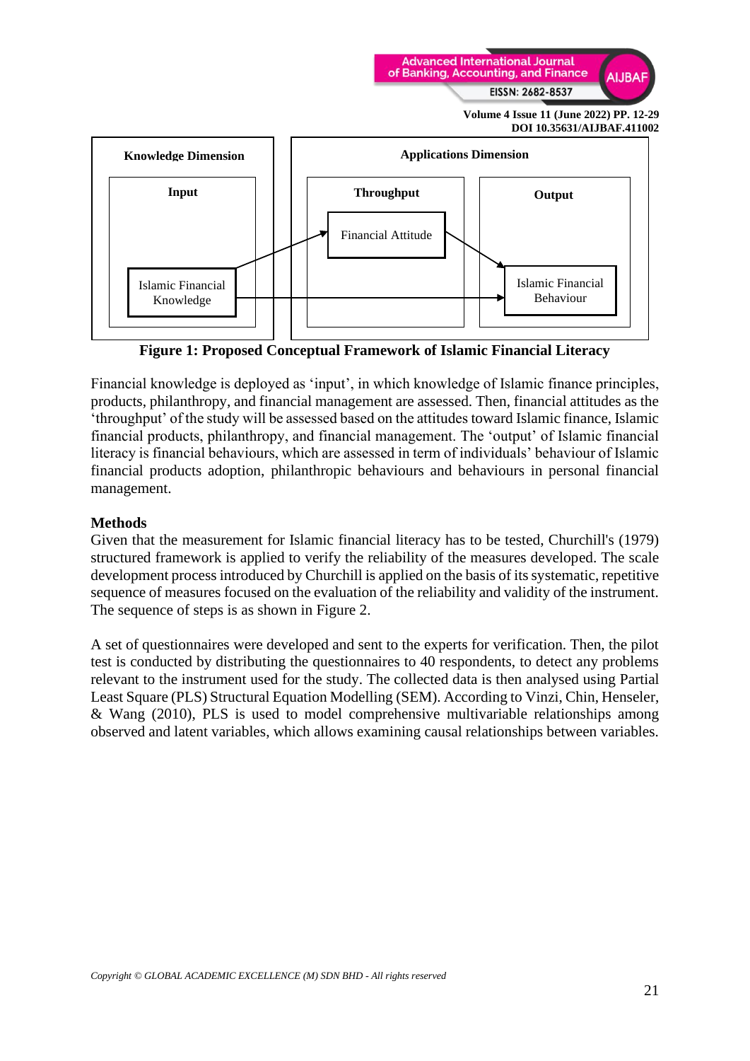Knowledge Dimension

Input

Islamic Financial Knowledge

Applications Dimension

Throughput

Financial Attitude

Output

Islamic Financial Behaviour

**Figure 1: Proposed Conceptual Framework of Islamic Financial Literacy**

Financial knowledge is deployed as 'input', in which knowledge of Islamic finance principles, products, philanthropy, and financial management are assessed. Then, financial attitudes as the 'throughput' of the study will be assessed based on the attitudes toward Islamic finance, Islamic financial products, philanthropy, and financial management. The 'output' of Islamic financial literacy is financial behaviours, which are assessed in term of individuals' behaviour of Islamic financial products adoption, philanthropic behaviours and behaviours in personal financial management.

## Methods

Given that the measurement for Islamic financial literacy has to be tested, Churchill's (1979) structured framework is applied to verify the reliability of the measures developed. The scale development process introduced by Churchill is applied on the basis of its systematic, repetitive sequence of measures focused on the evaluation of the reliability and validity of the instrument. The sequence of steps is as shown in Figure 2.

A set of questionnaires were developed and sent to the experts for verification. Then, the pilot test is conducted by distributing the questionnaires to 40 respondents, to detect any problems relevant to the instrument used for the study. The collected data is then analysed using Partial Least Square (PLS) Structural Equation Modelling (SEM). According to Vinzi, Chin, Henseler, & Wang (2010), PLS is used to model comprehensive multivariable relationships among observed and latent variables, which allows examining causal relationships between variables.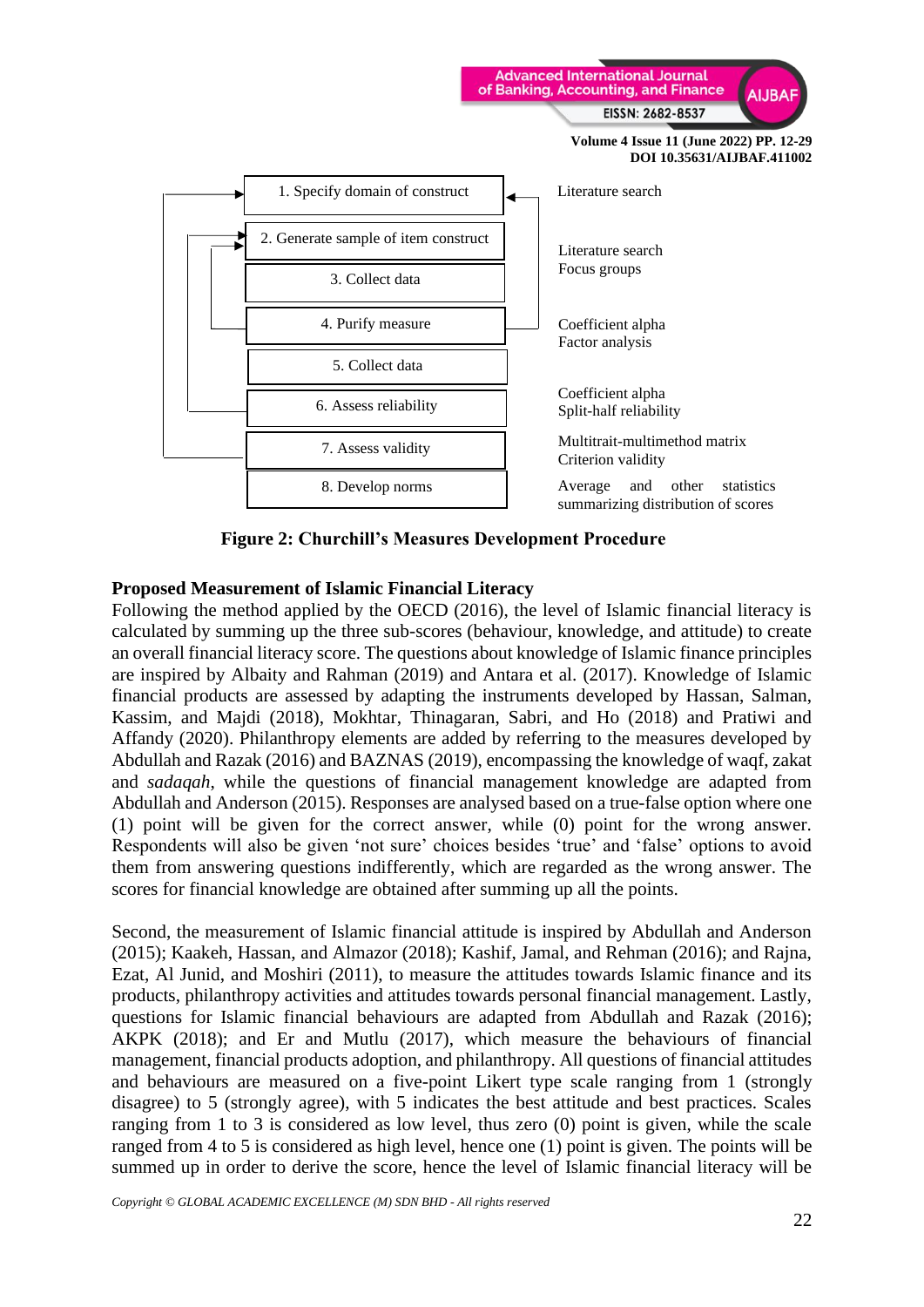| Step | Technique |
|---|---|
| 1. Specify domain of construct | Literature search |
| 2. Generate sample of item construct | Literature search<br>Focus groups |
| 3. Collect data | |
| 4. Purify measure | Coefficient alpha<br>Factor analysis |
| 5. Collect data | |
| 6. Assess reliability | Coefficient alpha<br>Split-half reliability |
| 7. Assess validity | Multitrait-multimethod matrix<br>Criterion validity |
| 8. Develop norms | Average and other statistics summarizing distribution of scores |

**Figure 2: Churchill's Measures Development Procedure**

### Proposed Measurement of Islamic Financial Literacy

Following the method applied by the OECD (2016), the level of Islamic financial literacy is calculated by summing up the three sub-scores (behaviour, knowledge, and attitude) to create an overall financial literacy score. The questions about knowledge of Islamic finance principles are inspired by Albaity and Rahman (2019) and Antara et al. (2017). Knowledge of Islamic financial products are assessed by adapting the instruments developed by Hassan, Salman, Kassim, and Majdi (2018), Mokhtar, Thinagaran, Sabri, and Ho (2018) and Pratiwi and Affandy (2020). Philanthropy elements are added by referring to the measures developed by Abdullah and Razak (2016) and BAZNAS (2019), encompassing the knowledge of waqf, zakat and *sadaqah*, while the questions of financial management knowledge are adapted from Abdullah and Anderson (2015). Responses are analysed based on a true-false option where one (1) point will be given for the correct answer, while (0) point for the wrong answer. Respondents will also be given 'not sure' choices besides 'true' and 'false' options to avoid them from answering questions indifferently, which are regarded as the wrong answer. The scores for financial knowledge are obtained after summing up all the points.

Second, the measurement of Islamic financial attitude is inspired by Abdullah and Anderson (2015); Kaakeh, Hassan, and Almazor (2018); Kashif, Jamal, and Rehman (2016); and Rajna, Ezat, Al Junid, and Moshiri (2011), to measure the attitudes towards Islamic finance and its products, philanthropy activities and attitudes towards personal financial management. Lastly, questions for Islamic financial behaviours are adapted from Abdullah and Razak (2016); AKPK (2018); and Er and Mutlu (2017), which measure the behaviours of financial management, financial products adoption, and philanthropy. All questions of financial attitudes and behaviours are measured on a five-point Likert type scale ranging from 1 (strongly disagree) to 5 (strongly agree), with 5 indicates the best attitude and best practices. Scales ranging from 1 to 3 is considered as low level, thus zero (0) point is given, while the scale ranged from 4 to 5 is considered as high level, hence one (1) point is given. The points will be summed up in order to derive the score, hence the level of Islamic financial literacy will be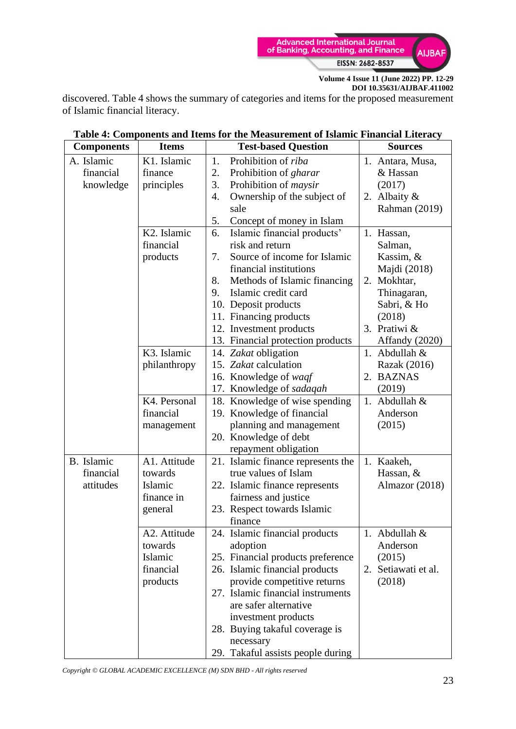discovered. Table 4 shows the summary of categories and items for the proposed measurement of Islamic financial literacy.

**Table 4: Components and Items for the Measurement of Islamic Financial Literacy**

| Components | Items | Test-based Question | Sources |
|---|---|---|---|
| A. Islamic financial knowledge | K1. Islamic finance principles | 1. Prohibition of *riba*<br>2. Prohibition of *gharar*<br>3. Prohibition of *maysir*<br>4. Ownership of the subject of sale<br>5. Concept of money in Islam | 1. Antara, Musa, & Hassan (2017)<br>2. Albaity & Rahman (2019) |
| | K2. Islamic financial products | 6. Islamic financial products' risk and return<br>7. Source of income for Islamic financial institutions<br>8. Methods of Islamic financing<br>9. Islamic credit card<br>10. Deposit products<br>11. Financing products<br>12. Investment products<br>13. Financial protection products | 1. Hassan, Salman, Kassim, & Majdi (2018)<br>2. Mokhtar, Thinagaran, Sabri, & Ho (2018)<br>3. Pratiwi & Affandy (2020) |
| | K3. Islamic philanthropy | 14. *Zakat* obligation<br>15. *Zakat* calculation<br>16. Knowledge of *waqf*<br>17. Knowledge of *sadaqah* | 1. Abdullah & Razak (2016)<br>2. BAZNAS (2019) |
| | K4. Personal financial management | 18. Knowledge of wise spending<br>19. Knowledge of financial planning and management<br>20. Knowledge of debt repayment obligation | 1. Abdullah & Anderson (2015) |
| B. Islamic financial attitudes | A1. Attitude towards Islamic finance in general | 21. Islamic finance represents the true values of Islam<br>22. Islamic finance represents fairness and justice<br>23. Respect towards Islamic finance | 1. Kaakeh, Hassan, & Almazor (2018) |
| | A2. Attitude towards Islamic financial products | 24. Islamic financial products adoption<br>25. Financial products preference<br>26. Islamic financial products provide competitive returns<br>27. Islamic financial instruments are safer alternative investment products<br>28. Buying takaful coverage is necessary<br>29. Takaful assists people during | 1. Abdullah & Anderson (2015)<br>2. Setiawati et al. (2018) |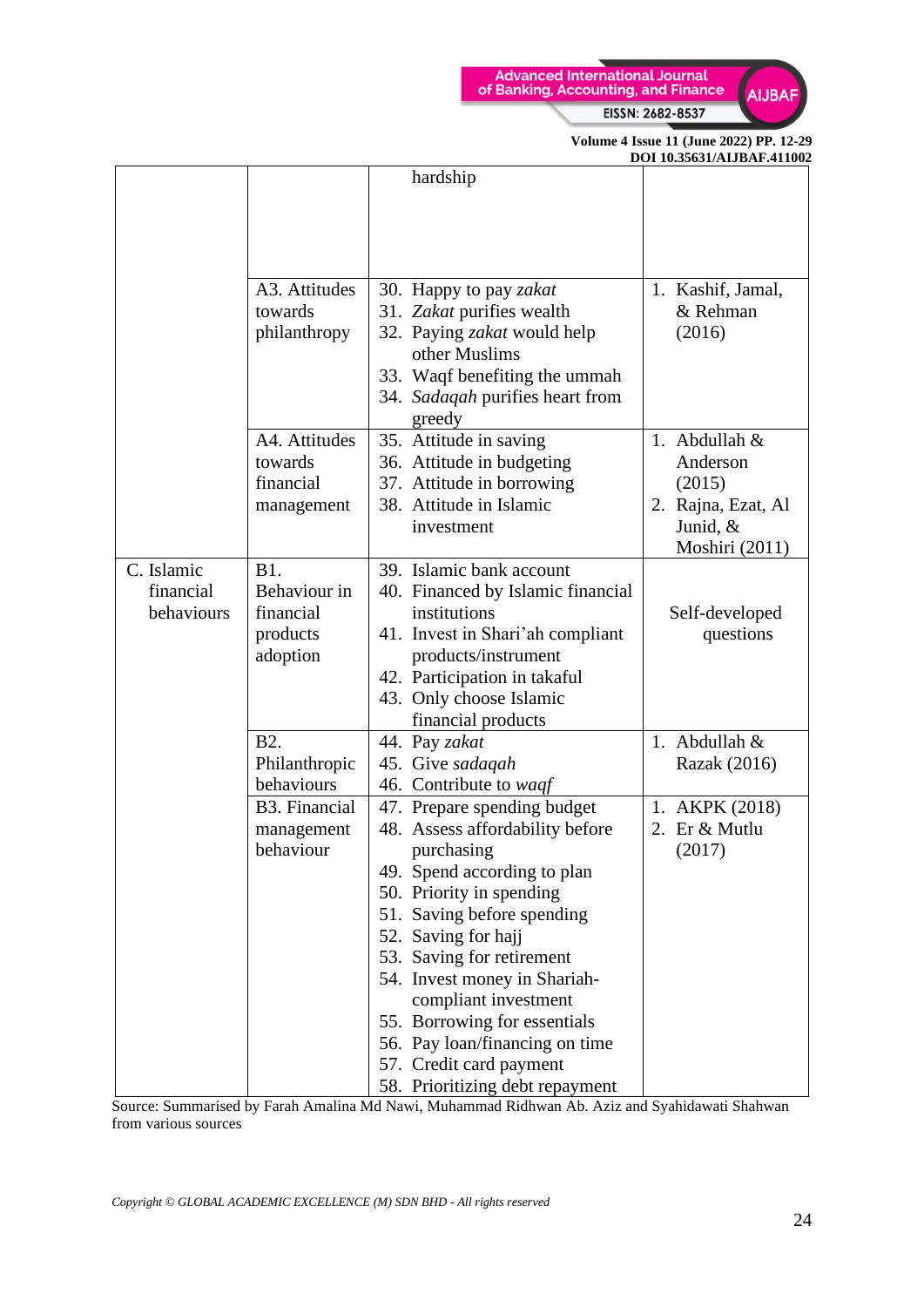| | | | |
|---|---|---|---|
| | | hardship | |
| | A3. Attitudes towards philanthropy | 30. Happy to pay *zakat*<br>31. *Zakat* purifies wealth<br>32. Paying *zakat* would help other Muslims<br>33. Waqf benefiting the ummah<br>34. *Sadaqah* purifies heart from greedy | 1. Kashif, Jamal, & Rehman (2016) |
| | A4. Attitudes towards financial management | 35. Attitude in saving<br>36. Attitude in budgeting<br>37. Attitude in borrowing<br>38. Attitude in Islamic investment | 1. Abdullah & Anderson (2015)<br>2. Rajna, Ezat, Al Junid, & Moshiri (2011) |
| C. Islamic financial behaviours | B1. Behaviour in financial products adoption | 39. Islamic bank account<br>40. Financed by Islamic financial institutions<br>41. Invest in Shari'ah compliant products/instrument<br>42. Participation in takaful<br>43. Only choose Islamic financial products | Self-developed questions |
| | B2. Philanthropic behaviours | 44. Pay *zakat*<br>45. Give *sadaqah*<br>46. Contribute to *waqf* | 1. Abdullah & Razak (2016) |
| | B3. Financial management behaviour | 47. Prepare spending budget<br>48. Assess affordability before purchasing<br>49. Spend according to plan<br>50. Priority in spending<br>51. Saving before spending<br>52. Saving for hajj<br>53. Saving for retirement<br>54. Invest money in Shariah-compliant investment<br>55. Borrowing for essentials<br>56. Pay loan/financing on time<br>57. Credit card payment<br>58. Prioritizing debt repayment | 1. AKPK (2018)<br>2. Er & Mutlu (2017) |

Source: Summarised by Farah Amalina Md Nawi, Muhammad Ridhwan Ab. Aziz and Syahidawati Shahwan from various sources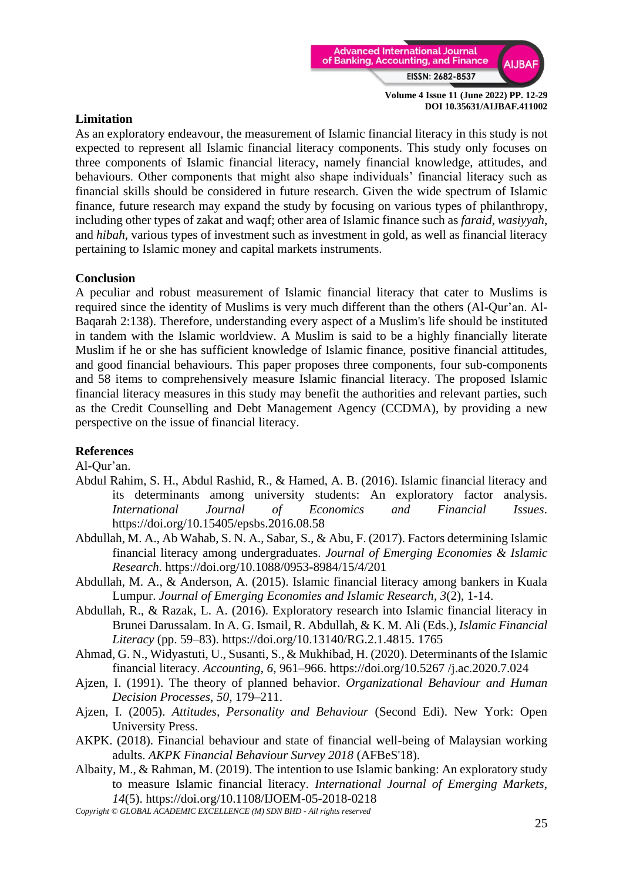## Limitation

As an exploratory endeavour, the measurement of Islamic financial literacy in this study is not expected to represent all Islamic financial literacy components. This study only focuses on three components of Islamic financial literacy, namely financial knowledge, attitudes, and behaviours. Other components that might also shape individuals' financial literacy such as financial skills should be considered in future research. Given the wide spectrum of Islamic finance, future research may expand the study by focusing on various types of philanthropy, including other types of zakat and waqf; other area of Islamic finance such as *faraid*, *wasiyyah*, and *hibah*, various types of investment such as investment in gold, as well as financial literacy pertaining to Islamic money and capital markets instruments.

## Conclusion

A peculiar and robust measurement of Islamic financial literacy that cater to Muslims is required since the identity of Muslims is very much different than the others (Al-Qur'an. Al-Baqarah 2:138). Therefore, understanding every aspect of a Muslim's life should be instituted in tandem with the Islamic worldview. A Muslim is said to be a highly financially literate Muslim if he or she has sufficient knowledge of Islamic finance, positive financial attitudes, and good financial behaviours. This paper proposes three components, four sub-components and 58 items to comprehensively measure Islamic financial literacy. The proposed Islamic financial literacy measures in this study may benefit the authorities and relevant parties, such as the Credit Counselling and Debt Management Agency (CCDMA), by providing a new perspective on the issue of financial literacy.

## References

Al-Qur'an.

Abdul Rahim, S. H., Abdul Rashid, R., & Hamed, A. B. (2016). Islamic financial literacy and its determinants among university students: An exploratory factor analysis. *International Journal of Economics and Financial Issues*. https://doi.org/10.15405/epsbs.2016.08.58

Abdullah, M. A., Ab Wahab, S. N. A., Sabar, S., & Abu, F. (2017). Factors determining Islamic financial literacy among undergraduates. *Journal of Emerging Economies & Islamic Research*. https://doi.org/10.1088/0953-8984/15/4/201

Abdullah, M. A., & Anderson, A. (2015). Islamic financial literacy among bankers in Kuala Lumpur. *Journal of Emerging Economies and Islamic Research*, *3*(2), 1-14.

Abdullah, R., & Razak, L. A. (2016). Exploratory research into Islamic financial literacy in Brunei Darussalam. In A. G. Ismail, R. Abdullah, & K. M. Ali (Eds.), *Islamic Financial Literacy* (pp. 59–83). https://doi.org/10.13140/RG.2.1.4815. 1765

Ahmad, G. N., Widyastuti, U., Susanti, S., & Mukhibad, H. (2020). Determinants of the Islamic financial literacy. *Accounting*, *6*, 961–966. https://doi.org/10.5267 /j.ac.2020.7.024

Ajzen, I. (1991). The theory of planned behavior. *Organizational Behaviour and Human Decision Processes*, *50*, 179–211.

Ajzen, I. (2005). *Attitudes, Personality and Behaviour* (Second Edi). New York: Open University Press.

AKPK. (2018). Financial behaviour and state of financial well-being of Malaysian working adults. *AKPK Financial Behaviour Survey 2018* (AFBeS'18).

Albaity, M., & Rahman, M. (2019). The intention to use Islamic banking: An exploratory study to measure Islamic financial literacy. *International Journal of Emerging Markets*, *14*(5). https://doi.org/10.1108/IJOEM-05-2018-0218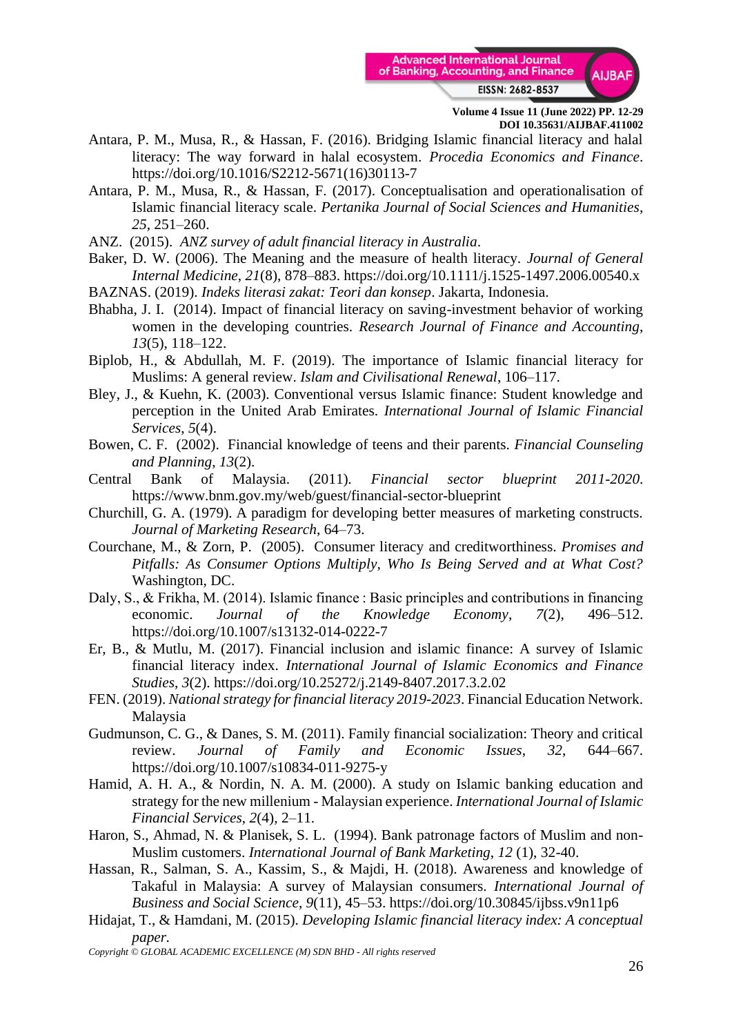Antara, P. M., Musa, R., & Hassan, F. (2016). Bridging Islamic financial literacy and halal literacy: The way forward in halal ecosystem. *Procedia Economics and Finance*. https://doi.org/10.1016/S2212-5671(16)30113-7

Antara, P. M., Musa, R., & Hassan, F. (2017). Conceptualisation and operationalisation of Islamic financial literacy scale. *Pertanika Journal of Social Sciences and Humanities*, *25*, 251–260.

ANZ. (2015). *ANZ survey of adult financial literacy in Australia*.

Baker, D. W. (2006). The Meaning and the measure of health literacy. *Journal of General Internal Medicine*, *21*(8), 878–883. https://doi.org/10.1111/j.1525-1497.2006.00540.x

BAZNAS. (2019). *Indeks literasi zakat: Teori dan konsep*. Jakarta, Indonesia.

Bhabha, J. I. (2014). Impact of financial literacy on saving-investment behavior of working women in the developing countries. *Research Journal of Finance and Accounting*, *13*(5), 118–122.

Biplob, H., & Abdullah, M. F. (2019). The importance of Islamic financial literacy for Muslims: A general review. *Islam and Civilisational Renewal*, 106–117.

Bley, J., & Kuehn, K. (2003). Conventional versus Islamic finance: Student knowledge and perception in the United Arab Emirates. *International Journal of Islamic Financial Services*, *5*(4).

Bowen, C. F. (2002). Financial knowledge of teens and their parents. *Financial Counseling and Planning*, *13*(2).

Central Bank of Malaysia. (2011). *Financial sector blueprint 2011-2020.* https://www.bnm.gov.my/web/guest/financial-sector-blueprint

Churchill, G. A. (1979). A paradigm for developing better measures of marketing constructs. *Journal of Marketing Research*, 64–73.

Courchane, M., & Zorn, P. (2005). Consumer literacy and creditworthiness. *Promises and Pitfalls: As Consumer Options Multiply, Who Is Being Served and at What Cost?* Washington, DC.

Daly, S., & Frikha, M. (2014). Islamic finance : Basic principles and contributions in financing economic. *Journal of the Knowledge Economy*, *7*(2), 496–512. https://doi.org/10.1007/s13132-014-0222-7

Er, B., & Mutlu, M. (2017). Financial inclusion and islamic finance: A survey of Islamic financial literacy index. *International Journal of Islamic Economics and Finance Studies*, *3*(2). https://doi.org/10.25272/j.2149-8407.2017.3.2.02

FEN. (2019). *National strategy for financial literacy 2019-2023*. Financial Education Network. Malaysia

Gudmunson, C. G., & Danes, S. M. (2011). Family financial socialization: Theory and critical review. *Journal of Family and Economic Issues*, *32*, 644–667. https://doi.org/10.1007/s10834-011-9275-y

Hamid, A. H. A., & Nordin, N. A. M. (2000). A study on Islamic banking education and strategy for the new millenium - Malaysian experience. *International Journal of Islamic Financial Services*, *2*(4), 2–11.

Haron, S., Ahmad, N. & Planisek, S. L. (1994). Bank patronage factors of Muslim and non-Muslim customers. *International Journal of Bank Marketing*, *12* (1), 32-40.

Hassan, R., Salman, S. A., Kassim, S., & Majdi, H. (2018). Awareness and knowledge of Takaful in Malaysia: A survey of Malaysian consumers. *International Journal of Business and Social Science*, *9*(11), 45–53. https://doi.org/10.30845/ijbss.v9n11p6

Hidajat, T., & Hamdani, M. (2015). *Developing Islamic financial literacy index: A conceptual paper.*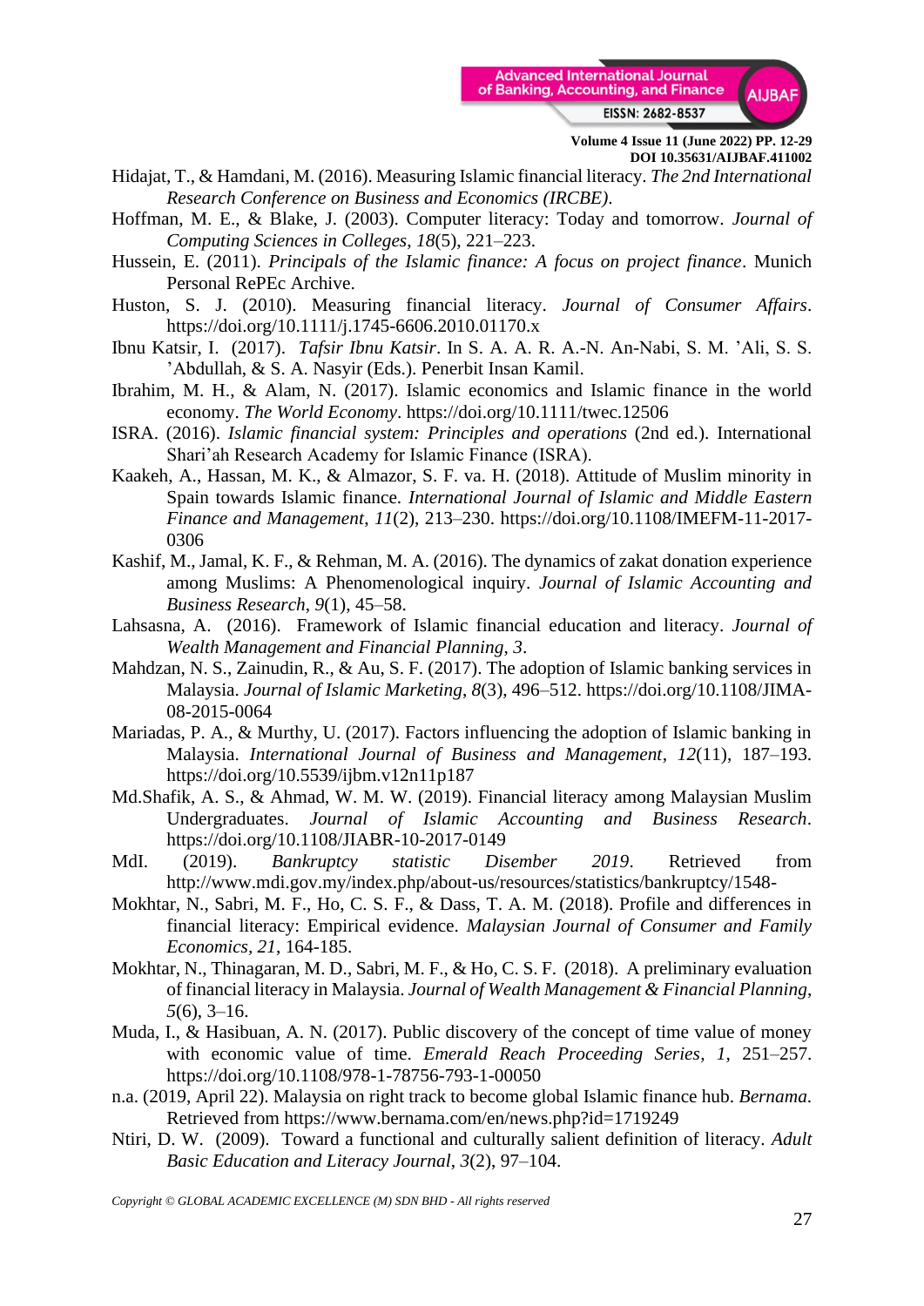Hidajat, T., & Hamdani, M. (2016). Measuring Islamic financial literacy. *The 2nd International Research Conference on Business and Economics (IRCBE)*.

Hoffman, M. E., & Blake, J. (2003). Computer literacy: Today and tomorrow. *Journal of Computing Sciences in Colleges*, *18*(5), 221–223.

Hussein, E. (2011). *Principals of the Islamic finance: A focus on project finance*. Munich Personal RePEc Archive.

Huston, S. J. (2010). Measuring financial literacy. *Journal of Consumer Affairs*. https://doi.org/10.1111/j.1745-6606.2010.01170.x

Ibnu Katsir, I. (2017). *Tafsir Ibnu Katsir*. In S. A. A. R. A.-N. An-Nabi, S. M. 'Ali, S. S. 'Abdullah, & S. A. Nasyir (Eds.). Penerbit Insan Kamil.

Ibrahim, M. H., & Alam, N. (2017). Islamic economics and Islamic finance in the world economy. *The World Economy*. https://doi.org/10.1111/twec.12506

ISRA. (2016). *Islamic financial system: Principles and operations* (2nd ed.). International Shari'ah Research Academy for Islamic Finance (ISRA).

Kaakeh, A., Hassan, M. K., & Almazor, S. F. va. H. (2018). Attitude of Muslim minority in Spain towards Islamic finance. *International Journal of Islamic and Middle Eastern Finance and Management*, *11*(2), 213–230. https://doi.org/10.1108/IMEFM-11-2017-0306

Kashif, M., Jamal, K. F., & Rehman, M. A. (2016). The dynamics of zakat donation experience among Muslims: A Phenomenological inquiry. *Journal of Islamic Accounting and Business Research*, *9*(1), 45–58.

Lahsasna, A. (2016). Framework of Islamic financial education and literacy. *Journal of Wealth Management and Financial Planning*, *3*.

Mahdzan, N. S., Zainudin, R., & Au, S. F. (2017). The adoption of Islamic banking services in Malaysia. *Journal of Islamic Marketing*, *8*(3), 496–512. https://doi.org/10.1108/JIMA-08-2015-0064

Mariadas, P. A., & Murthy, U. (2017). Factors influencing the adoption of Islamic banking in Malaysia. *International Journal of Business and Management*, *12*(11), 187–193. https://doi.org/10.5539/ijbm.v12n11p187

Md.Shafik, A. S., & Ahmad, W. M. W. (2019). Financial literacy among Malaysian Muslim Undergraduates. *Journal of Islamic Accounting and Business Research*. https://doi.org/10.1108/JIABR-10-2017-0149

MdI. (2019). *Bankruptcy statistic Disember 2019*. Retrieved from http://www.mdi.gov.my/index.php/about-us/resources/statistics/bankruptcy/1548-

Mokhtar, N., Sabri, M. F., Ho, C. S. F., & Dass, T. A. M. (2018). Profile and differences in financial literacy: Empirical evidence. *Malaysian Journal of Consumer and Family Economics*, *21*, 164-185.

Mokhtar, N., Thinagaran, M. D., Sabri, M. F., & Ho, C. S. F. (2018). A preliminary evaluation of financial literacy in Malaysia. *Journal of Wealth Management & Financial Planning*, *5*(6), 3–16.

Muda, I., & Hasibuan, A. N. (2017). Public discovery of the concept of time value of money with economic value of time. *Emerald Reach Proceeding Series*, *1*, 251–257. https://doi.org/10.1108/978-1-78756-793-1-00050

n.a. (2019, April 22). Malaysia on right track to become global Islamic finance hub. *Bernama*. Retrieved from https://www.bernama.com/en/news.php?id=1719249

Ntiri, D. W. (2009). Toward a functional and culturally salient definition of literacy. *Adult Basic Education and Literacy Journal*, *3*(2), 97–104.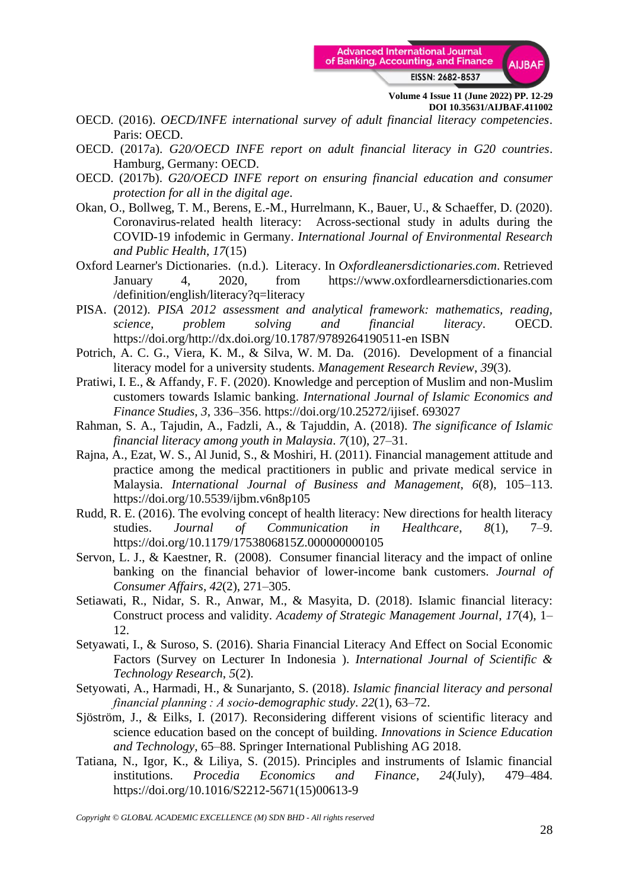OECD. (2016). *OECD/INFE international survey of adult financial literacy competencies*. Paris: OECD.

OECD. (2017a). *G20/OECD INFE report on adult financial literacy in G20 countries*. Hamburg, Germany: OECD.

OECD. (2017b). *G20/OECD INFE report on ensuring financial education and consumer protection for all in the digital age*.

Okan, O., Bollweg, T. M., Berens, E.-M., Hurrelmann, K., Bauer, U., & Schaeffer, D. (2020). Coronavirus-related health literacy: Across-sectional study in adults during the COVID-19 infodemic in Germany. *International Journal of Environmental Research and Public Health*, *17*(15)

Oxford Learner's Dictionaries. (n.d.). Literacy. In *Oxfordleanersdictionaries.com*. Retrieved January 4, 2020, from https://www.oxfordlearnersdictionaries.com /definition/english/literacy?q=literacy

PISA. (2012). *PISA 2012 assessment and analytical framework: mathematics, reading, science, problem solving and financial literacy*. OECD. https://doi.org/http://dx.doi.org/10.1787/9789264190511-en ISBN

Potrich, A. C. G., Viera, K. M., & Silva, W. M. Da. (2016). Development of a financial literacy model for a university students. *Management Research Review*, *39*(3).

Pratiwi, I. E., & Affandy, F. F. (2020). Knowledge and perception of Muslim and non-Muslim customers towards Islamic banking. *International Journal of Islamic Economics and Finance Studies*, *3*, 336–356. https://doi.org/10.25272/ijisef. 693027

Rahman, S. A., Tajudin, A., Fadzli, A., & Tajuddin, A. (2018). *The significance of Islamic financial literacy among youth in Malaysia*. *7*(10), 27–31.

Rajna, A., Ezat, W. S., Al Junid, S., & Moshiri, H. (2011). Financial management attitude and practice among the medical practitioners in public and private medical service in Malaysia. *International Journal of Business and Management*, *6*(8), 105–113. https://doi.org/10.5539/ijbm.v6n8p105

Rudd, R. E. (2016). The evolving concept of health literacy: New directions for health literacy studies. *Journal of Communication in Healthcare*, *8*(1), 7–9. https://doi.org/10.1179/1753806815Z.000000000105

Servon, L. J., & Kaestner, R. (2008). Consumer financial literacy and the impact of online banking on the financial behavior of lower-income bank customers. *Journal of Consumer Affairs*, *42*(2), 271–305.

Setiawati, R., Nidar, S. R., Anwar, M., & Masyita, D. (2018). Islamic financial literacy: Construct process and validity. *Academy of Strategic Management Journal*, *17*(4), 1–12.

Setyawati, I., & Suroso, S. (2016). Sharia Financial Literacy And Effect on Social Economic Factors (Survey on Lecturer In Indonesia ). *International Journal of Scientific & Technology Research*, *5*(2).

Setyowati, A., Harmadi, H., & Sunarjanto, S. (2018). *Islamic financial literacy and personal financial planning : A socio-demographic study*. *22*(1), 63–72.

Sjöström, J., & Eilks, I. (2017). Reconsidering different visions of scientific literacy and science education based on the concept of building. *Innovations in Science Education and Technology*, 65–88. Springer International Publishing AG 2018.

Tatiana, N., Igor, K., & Liliya, S. (2015). Principles and instruments of Islamic financial institutions. *Procedia Economics and Finance*, *24*(July), 479–484. https://doi.org/10.1016/S2212-5671(15)00613-9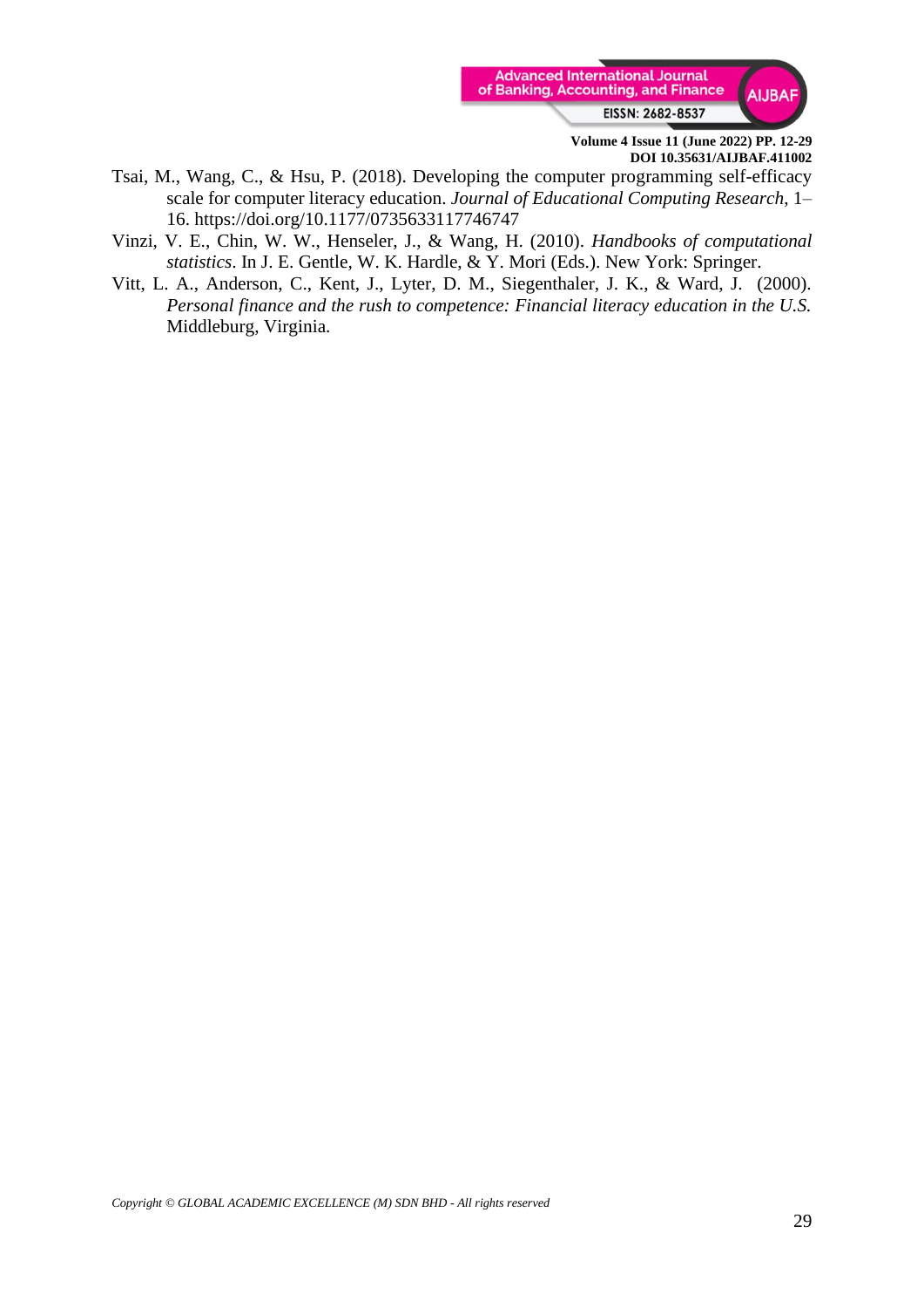Tsai, M., Wang, C., & Hsu, P. (2018). Developing the computer programming self-efficacy scale for computer literacy education. *Journal of Educational Computing Research*, 1–16. https://doi.org/10.1177/0735633117746747

Vinzi, V. E., Chin, W. W., Henseler, J., & Wang, H. (2010). *Handbooks of computational statistics*. In J. E. Gentle, W. K. Hardle, & Y. Mori (Eds.). New York: Springer.

Vitt, L. A., Anderson, C., Kent, J., Lyter, D. M., Siegenthaler, J. K., & Ward, J. (2000). *Personal finance and the rush to competence: Financial literacy education in the U.S.* Middleburg, Virginia.